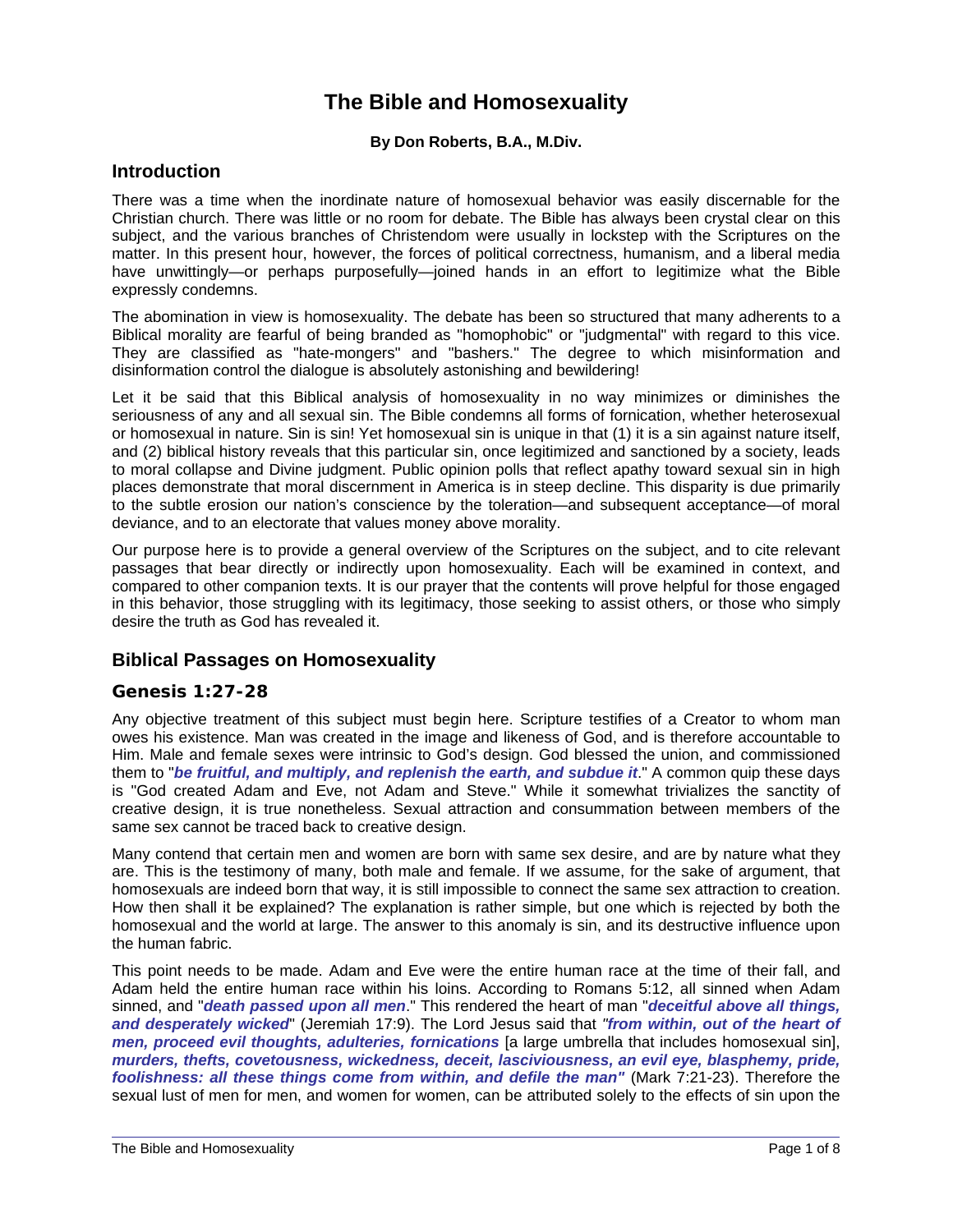# The Bible and Homosexuality

**By Don Roberts, B.A., M.Div.**

## Introduction

There was a time when the inordinate nature of homosexual behavior was easily discernable for the Christian church. There was little or no room for debate. The Bible has always been crystal clear on this subject, and the various branches of Christendom were usually in lockstep with the Scriptures on the matter. In this present hour, however, the forces of political correctness, humanism, and a liberal media have unwittingly—or perhaps purposefully—joined hands in an effort to legitimize what the Bible expressly condemns.

The abomination in view is homosexuality. The debate has been so structured that many adherents to a Biblical morality are fearful of being branded as "homophobic" or "judgmental" with regard to this vice. They are classified as "hate-mongers" and "bashers." The degree to which misinformation and disinformation control the dialogue is absolutely astonishing and bewildering!

Let it be said that this Biblical analysis of homosexuality in no way minimizes or diminishes the seriousness of any and all sexual sin. The Bible condemns all forms of fornication, whether heterosexual or homosexual in nature. Sin is sin! Yet homosexual sin is unique in that (1) it is a sin against nature itself, and (2) biblical history reveals that this particular sin, once legitimized and sanctioned by a society, leads to moral collapse and Divine judgment. Public opinion polls that reflect apathy toward sexual sin in high places demonstrate that moral discernment in America is in steep decline. This disparity is due primarily to the subtle erosion our nation's conscience by the toleration—and subsequent acceptance—of moral deviance, and to an electorate that values money above morality.

Our purpose here is to provide a general overview of the Scriptures on the subject, and to cite relevant passages that bear directly or indirectly upon homosexuality. Each will be examined in context, and compared to other companion texts. It is our prayer that the contents will prove helpful for those engaged in this behavior, those struggling with its legitimacy, those seeking to assist others, or those who simply desire the truth as God has revealed it.

## Biblical Passages on Homosexuality

### Genesis 1:27-28

Any objective treatment of this subject must begin here. Scripture testifies of a Creator to whom man owes his existence. Man was created in the image and likeness of God, and is therefore accountable to Him. Male and female sexes were intrinsic to God's design. God blessed the union, and commissioned them to "***be fruitful, and multiply, and replenish the earth, and subdue it***." A common quip these days is "God created Adam and Eve, not Adam and Steve." While it somewhat trivializes the sanctity of creative design, it is true nonetheless. Sexual attraction and consummation between members of the same sex cannot be traced back to creative design.

Many contend that certain men and women are born with same sex desire, and are by nature what they are. This is the testimony of many, both male and female. If we assume, for the sake of argument, that homosexuals are indeed born that way, it is still impossible to connect the same sex attraction to creation. How then shall it be explained? The explanation is rather simple, but one which is rejected by both the homosexual and the world at large. The answer to this anomaly is sin, and its destructive influence upon the human fabric.

This point needs to be made. Adam and Eve were the entire human race at the time of their fall, and Adam held the entire human race within his loins. According to Romans 5:12, all sinned when Adam sinned, and "***death passed upon all men***." This rendered the heart of man "***deceitful above all things, and desperately wicked***" (Jeremiah 17:9). The Lord Jesus said that ***"from within, out of the heart of men, proceed evil thoughts, adulteries, fornications*** [a large umbrella that includes homosexual sin], ***murders, thefts, covetousness, wickedness, deceit, lasciviousness, an evil eye, blasphemy, pride, foolishness: all these things come from within, and defile the man"*** (Mark 7:21-23). Therefore the sexual lust of men for men, and women for women, can be attributed solely to the effects of sin upon the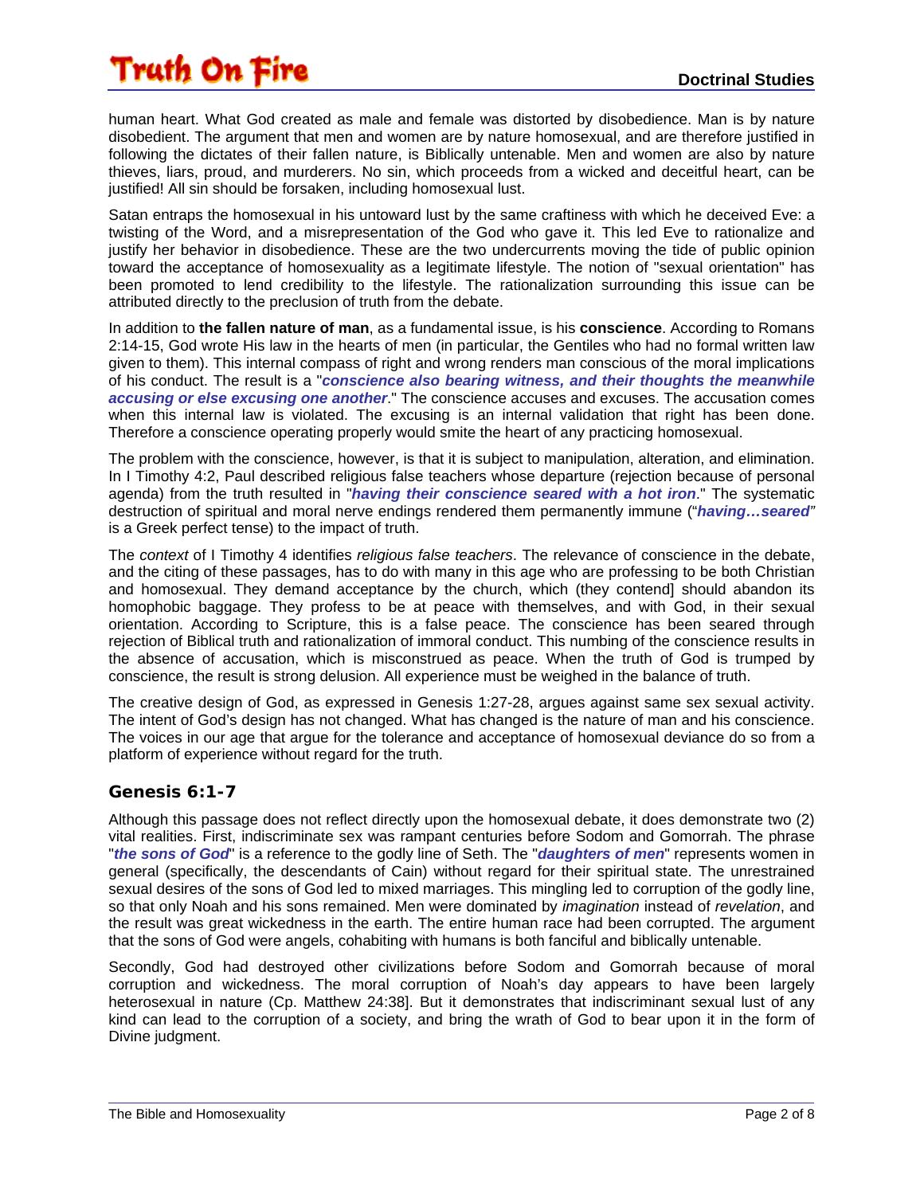human heart. What God created as male and female was distorted by disobedience. Man is by nature disobedient. The argument that men and women are by nature homosexual, and are therefore justified in following the dictates of their fallen nature, is Biblically untenable. Men and women are also by nature thieves, liars, proud, and murderers. No sin, which proceeds from a wicked and deceitful heart, can be justified! All sin should be forsaken, including homosexual lust.

Satan entraps the homosexual in his untoward lust by the same craftiness with which he deceived Eve: a twisting of the Word, and a misrepresentation of the God who gave it. This led Eve to rationalize and justify her behavior in disobedience. These are the two undercurrents moving the tide of public opinion toward the acceptance of homosexuality as a legitimate lifestyle. The notion of "sexual orientation" has been promoted to lend credibility to the lifestyle. The rationalization surrounding this issue can be attributed directly to the preclusion of truth from the debate.

In addition to **the fallen nature of man**, as a fundamental issue, is his **conscience**. According to Romans 2:14-15, God wrote His law in the hearts of men (in particular, the Gentiles who had no formal written law given to them). This internal compass of right and wrong renders man conscious of the moral implications of his conduct. The result is a "***conscience also bearing witness, and their thoughts the meanwhile accusing or else excusing one another***." The conscience accuses and excuses. The accusation comes when this internal law is violated. The excusing is an internal validation that right has been done. Therefore a conscience operating properly would smite the heart of any practicing homosexual.

The problem with the conscience, however, is that it is subject to manipulation, alteration, and elimination. In I Timothy 4:2, Paul described religious false teachers whose departure (rejection because of personal agenda) from the truth resulted in "***having their conscience seared with a hot iron***." The systematic destruction of spiritual and moral nerve endings rendered them permanently immune ("***having…seared***" is a Greek perfect tense) to the impact of truth.

The *context* of I Timothy 4 identifies *religious false teachers*. The relevance of conscience in the debate, and the citing of these passages, has to do with many in this age who are professing to be both Christian and homosexual. They demand acceptance by the church, which (they contend] should abandon its homophobic baggage. They profess to be at peace with themselves, and with God, in their sexual orientation. According to Scripture, this is a false peace. The conscience has been seared through rejection of Biblical truth and rationalization of immoral conduct. This numbing of the conscience results in the absence of accusation, which is misconstrued as peace. When the truth of God is trumped by conscience, the result is strong delusion. All experience must be weighed in the balance of truth.

The creative design of God, as expressed in Genesis 1:27-28, argues against same sex sexual activity. The intent of God's design has not changed. What has changed is the nature of man and his conscience. The voices in our age that argue for the tolerance and acceptance of homosexual deviance do so from a platform of experience without regard for the truth.

## Genesis 6:1-7

Although this passage does not reflect directly upon the homosexual debate, it does demonstrate two (2) vital realities. First, indiscriminate sex was rampant centuries before Sodom and Gomorrah. The phrase "***the sons of God***" is a reference to the godly line of Seth. The "***daughters of men***" represents women in general (specifically, the descendants of Cain) without regard for their spiritual state. The unrestrained sexual desires of the sons of God led to mixed marriages. This mingling led to corruption of the godly line, so that only Noah and his sons remained. Men were dominated by *imagination* instead of *revelation*, and the result was great wickedness in the earth. The entire human race had been corrupted. The argument that the sons of God were angels, cohabiting with humans is both fanciful and biblically untenable.

Secondly, God had destroyed other civilizations before Sodom and Gomorrah because of moral corruption and wickedness. The moral corruption of Noah's day appears to have been largely heterosexual in nature (Cp. Matthew 24:38]. But it demonstrates that indiscriminant sexual lust of any kind can lead to the corruption of a society, and bring the wrath of God to bear upon it in the form of Divine judgment.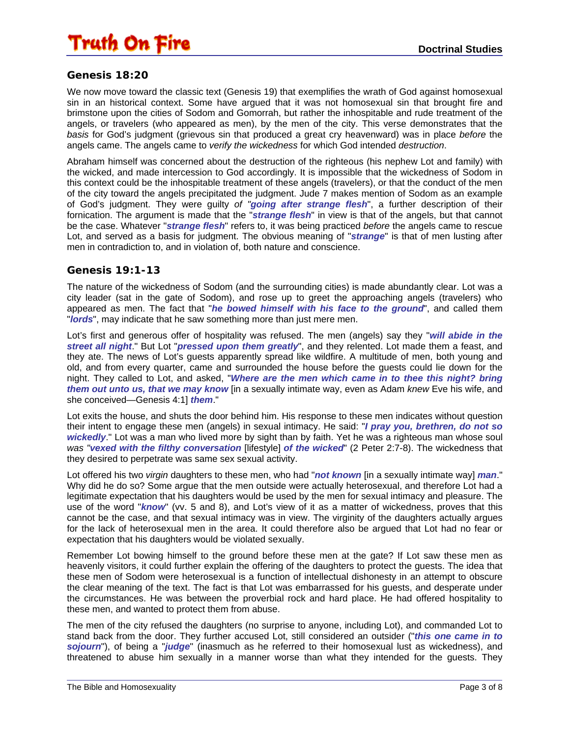## Genesis 18:20

We now move toward the classic text (Genesis 19) that exemplifies the wrath of God against homosexual sin in an historical context. Some have argued that it was not homosexual sin that brought fire and brimstone upon the cities of Sodom and Gomorrah, but rather the inhospitable and rude treatment of the angels, or travelers (who appeared as men), by the men of the city. This verse demonstrates that the *basis* for God's judgment (grievous sin that produced a great cry heavenward) was in place *before* the angels came. The angels came to *verify the wickedness* for which God intended *destruction*.

Abraham himself was concerned about the destruction of the righteous (his nephew Lot and family) with the wicked, and made intercession to God accordingly. It is impossible that the wickedness of Sodom in this context could be the inhospitable treatment of these angels (travelers), or that the conduct of the men of the city toward the angels precipitated the judgment. Jude 7 makes mention of Sodom as an example of God's judgment. They were guilty *of "**going after strange flesh**"*, a further description of their fornication. The argument is made that the "***strange flesh***" in view is that of the angels, but that cannot be the case. Whatever "***strange flesh***" refers to, it was being practiced *before* the angels came to rescue Lot, and served as a basis for judgment. The obvious meaning of "***strange***" is that of men lusting after men in contradiction to, and in violation of, both nature and conscience.

## Genesis 19:1-13

The nature of the wickedness of Sodom (and the surrounding cities) is made abundantly clear. Lot was a city leader (sat in the gate of Sodom), and rose up to greet the approaching angels (travelers) who appeared as men. The fact that "***he bowed himself with his face to the ground***", and called them "***lords***", may indicate that he saw something more than just mere men.

Lot's first and generous offer of hospitality was refused. The men (angels) say they "***will abide in the street all night***." But Lot "***pressed upon them greatly***", and they relented. Lot made them a feast, and they ate. The news of Lot's guests apparently spread like wildfire. A multitude of men, both young and old, and from every quarter, came and surrounded the house before the guests could lie down for the night. They called to Lot, and asked, "***Where are the men which came in to thee this night? bring them out unto us, that we may know*** [in a sexually intimate way, even as Adam *knew* Eve his wife, and she conceived—Genesis 4:1] ***them***."

Lot exits the house, and shuts the door behind him. His response to these men indicates without question their intent to engage these men (angels) in sexual intimacy. He said: "***I pray you, brethren, do not so wickedly***." Lot was a man who lived more by sight than by faith. Yet he was a righteous man whose soul *was "**vexed with the filthy conversation** [lifestyle] **of the wicked**"* (2 Peter 2:7-8). The wickedness that they desired to perpetrate was same sex sexual activity.

Lot offered his two *virgin* daughters to these men, who had "***not known*** [in a sexually intimate way] ***man***." Why did he do so? Some argue that the men outside were actually heterosexual, and therefore Lot had a legitimate expectation that his daughters would be used by the men for sexual intimacy and pleasure. The use of the word "***know***" (vv. 5 and 8), and Lot's view of it as a matter of wickedness, proves that this cannot be the case, and that sexual intimacy was in view. The virginity of the daughters actually argues for the lack of heterosexual men in the area. It could therefore also be argued that Lot had no fear or expectation that his daughters would be violated sexually.

Remember Lot bowing himself to the ground before these men at the gate? If Lot saw these men as heavenly visitors, it could further explain the offering of the daughters to protect the guests. The idea that these men of Sodom were heterosexual is a function of intellectual dishonesty in an attempt to obscure the clear meaning of the text. The fact is that Lot was embarrassed for his guests, and desperate under the circumstances. He was between the proverbial rock and hard place. He had offered hospitality to these men, and wanted to protect them from abuse.

The men of the city refused the daughters (no surprise to anyone, including Lot), and commanded Lot to stand back from the door. They further accused Lot, still considered an outsider ("***this one came in to sojourn***"), of being a "***judge***" (inasmuch as he referred to their homosexual lust as wickedness), and threatened to abuse him sexually in a manner worse than what they intended for the guests. They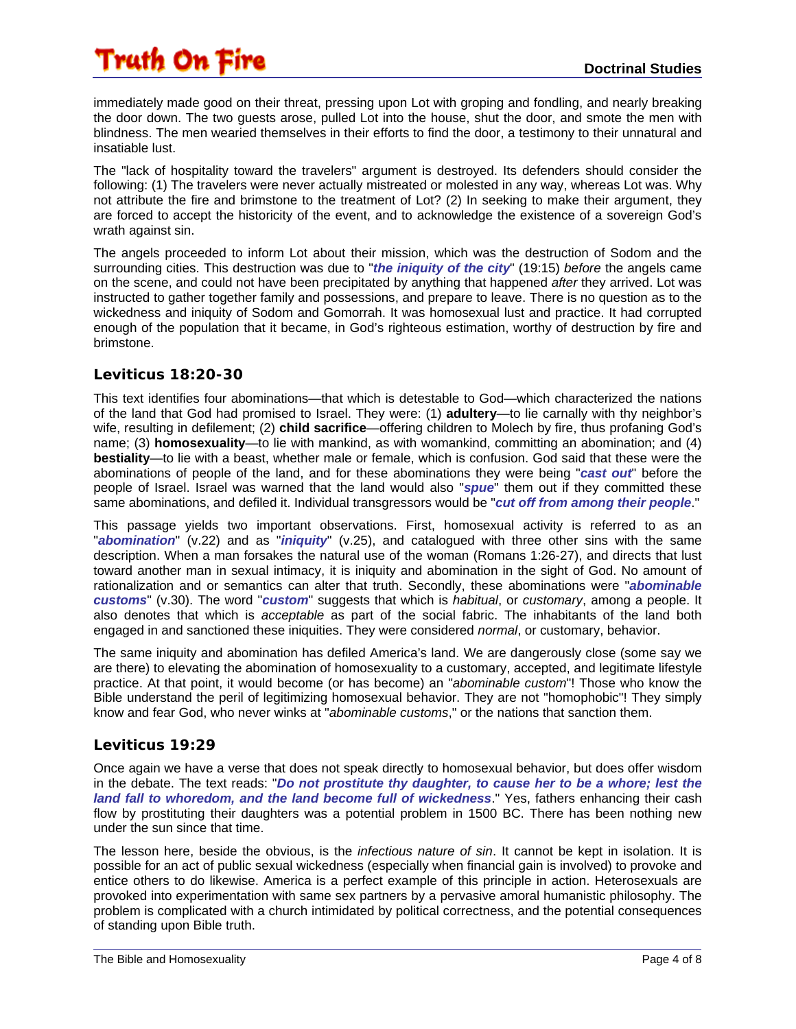immediately made good on their threat, pressing upon Lot with groping and fondling, and nearly breaking the door down. The two guests arose, pulled Lot into the house, shut the door, and smote the men with blindness. The men wearied themselves in their efforts to find the door, a testimony to their unnatural and insatiable lust.

The "lack of hospitality toward the travelers" argument is destroyed. Its defenders should consider the following: (1) The travelers were never actually mistreated or molested in any way, whereas Lot was. Why not attribute the fire and brimstone to the treatment of Lot? (2) In seeking to make their argument, they are forced to accept the historicity of the event, and to acknowledge the existence of a sovereign God's wrath against sin.

The angels proceeded to inform Lot about their mission, which was the destruction of Sodom and the surrounding cities. This destruction was due to "***the iniquity of the city***" (19:15) *before* the angels came on the scene, and could not have been precipitated by anything that happened *after* they arrived. Lot was instructed to gather together family and possessions, and prepare to leave. There is no question as to the wickedness and iniquity of Sodom and Gomorrah. It was homosexual lust and practice. It had corrupted enough of the population that it became, in God's righteous estimation, worthy of destruction by fire and brimstone.

## Leviticus 18:20-30

This text identifies four abominations—that which is detestable to God—which characterized the nations of the land that God had promised to Israel. They were: (1) **adultery**—to lie carnally with thy neighbor's wife, resulting in defilement; (2) **child sacrifice**—offering children to Molech by fire, thus profaning God's name; (3) **homosexuality**—to lie with mankind, as with womankind, committing an abomination; and (4) **bestiality**—to lie with a beast, whether male or female, which is confusion. God said that these were the abominations of people of the land, and for these abominations they were being "***cast out***" before the people of Israel. Israel was warned that the land would also "***spue***" them out if they committed these same abominations, and defiled it. Individual transgressors would be "***cut off from among their people***."

This passage yields two important observations. First, homosexual activity is referred to as an "***abomination***" (v.22) and as "***iniquity***" (v.25), and catalogued with three other sins with the same description. When a man forsakes the natural use of the woman (Romans 1:26-27), and directs that lust toward another man in sexual intimacy, it is iniquity and abomination in the sight of God. No amount of rationalization and or semantics can alter that truth. Secondly, these abominations were "***abominable customs***" (v.30). The word "***custom***" suggests that which is *habitual*, or *customary*, among a people. It also denotes that which is *acceptable* as part of the social fabric. The inhabitants of the land both engaged in and sanctioned these iniquities. They were considered *normal*, or customary, behavior.

The same iniquity and abomination has defiled America's land. We are dangerously close (some say we are there) to elevating the abomination of homosexuality to a customary, accepted, and legitimate lifestyle practice. At that point, it would become (or has become) an "*abominable custom*"! Those who know the Bible understand the peril of legitimizing homosexual behavior. They are not "homophobic"! They simply know and fear God, who never winks at "*abominable customs*," or the nations that sanction them.

## Leviticus 19:29

Once again we have a verse that does not speak directly to homosexual behavior, but does offer wisdom in the debate. The text reads: "***Do not prostitute thy daughter, to cause her to be a whore; lest the land fall to whoredom, and the land become full of wickedness***." Yes, fathers enhancing their cash flow by prostituting their daughters was a potential problem in 1500 BC. There has been nothing new under the sun since that time.

The lesson here, beside the obvious, is the *infectious nature of sin*. It cannot be kept in isolation. It is possible for an act of public sexual wickedness (especially when financial gain is involved) to provoke and entice others to do likewise. America is a perfect example of this principle in action. Heterosexuals are provoked into experimentation with same sex partners by a pervasive amoral humanistic philosophy. The problem is complicated with a church intimidated by political correctness, and the potential consequences of standing upon Bible truth.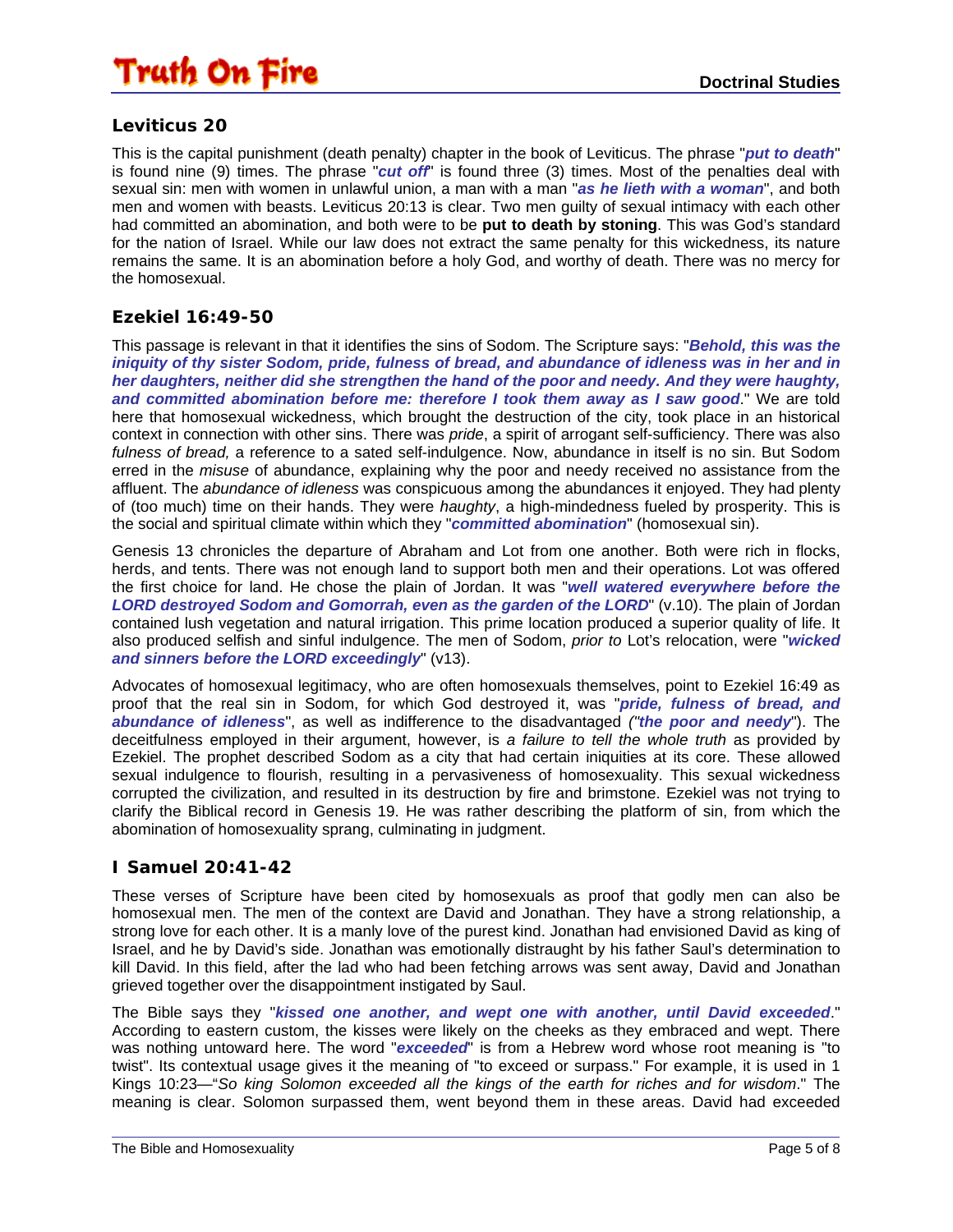### Leviticus 20

This is the capital punishment (death penalty) chapter in the book of Leviticus. The phrase "***put to death***" is found nine (9) times. The phrase "***cut off***" is found three (3) times. Most of the penalties deal with sexual sin: men with women in unlawful union, a man with a man "***as he lieth with a woman***", and both men and women with beasts. Leviticus 20:13 is clear. Two men guilty of sexual intimacy with each other had committed an abomination, and both were to be **put to death by stoning**. This was God's standard for the nation of Israel. While our law does not extract the same penalty for this wickedness, its nature remains the same. It is an abomination before a holy God, and worthy of death. There was no mercy for the homosexual.

### Ezekiel 16:49-50

This passage is relevant in that it identifies the sins of Sodom. The Scripture says: "***Behold, this was the iniquity of thy sister Sodom, pride, fulness of bread, and abundance of idleness was in her and in her daughters, neither did she strengthen the hand of the poor and needy. And they were haughty, and committed abomination before me: therefore I took them away as I saw good***." We are told here that homosexual wickedness, which brought the destruction of the city, took place in an historical context in connection with other sins. There was *pride*, a spirit of arrogant self-sufficiency. There was also *fulness of bread,* a reference to a sated self-indulgence. Now, abundance in itself is no sin. But Sodom erred in the *misuse* of abundance, explaining why the poor and needy received no assistance from the affluent. The *abundance of idleness* was conspicuous among the abundances it enjoyed. They had plenty of (too much) time on their hands. They were *haughty*, a high-mindedness fueled by prosperity. This is the social and spiritual climate within which they "***committed abomination***" (homosexual sin).

Genesis 13 chronicles the departure of Abraham and Lot from one another. Both were rich in flocks, herds, and tents. There was not enough land to support both men and their operations. Lot was offered the first choice for land. He chose the plain of Jordan. It was "***well watered everywhere before the LORD destroyed Sodom and Gomorrah, even as the garden of the LORD***" (v.10). The plain of Jordan contained lush vegetation and natural irrigation. This prime location produced a superior quality of life. It also produced selfish and sinful indulgence. The men of Sodom, *prior to* Lot's relocation, were "***wicked and sinners before the LORD exceedingly***" (v13).

Advocates of homosexual legitimacy, who are often homosexuals themselves, point to Ezekiel 16:49 as proof that the real sin in Sodom, for which God destroyed it, was "***pride, fulness of bread, and abundance of idleness***", as well as indifference to the disadvantaged *("****the poor and needy***"). The deceitfulness employed in their argument, however, is *a failure to tell the whole truth* as provided by Ezekiel. The prophet described Sodom as a city that had certain iniquities at its core. These allowed sexual indulgence to flourish, resulting in a pervasiveness of homosexuality. This sexual wickedness corrupted the civilization, and resulted in its destruction by fire and brimstone. Ezekiel was not trying to clarify the Biblical record in Genesis 19. He was rather describing the platform of sin, from which the abomination of homosexuality sprang, culminating in judgment.

### I Samuel 20:41-42

These verses of Scripture have been cited by homosexuals as proof that godly men can also be homosexual men. The men of the context are David and Jonathan. They have a strong relationship, a strong love for each other. It is a manly love of the purest kind. Jonathan had envisioned David as king of Israel, and he by David's side. Jonathan was emotionally distraught by his father Saul's determination to kill David. In this field, after the lad who had been fetching arrows was sent away, David and Jonathan grieved together over the disappointment instigated by Saul.

The Bible says they "***kissed one another, and wept one with another, until David exceeded***." According to eastern custom, the kisses were likely on the cheeks as they embraced and wept. There was nothing untoward here. The word "***exceeded***" is from a Hebrew word whose root meaning is "to twist". Its contextual usage gives it the meaning of "to exceed or surpass." For example, it is used in 1 Kings 10:23—"*So king Solomon exceeded all the kings of the earth for riches and for wisdom*." The meaning is clear. Solomon surpassed them, went beyond them in these areas. David had exceeded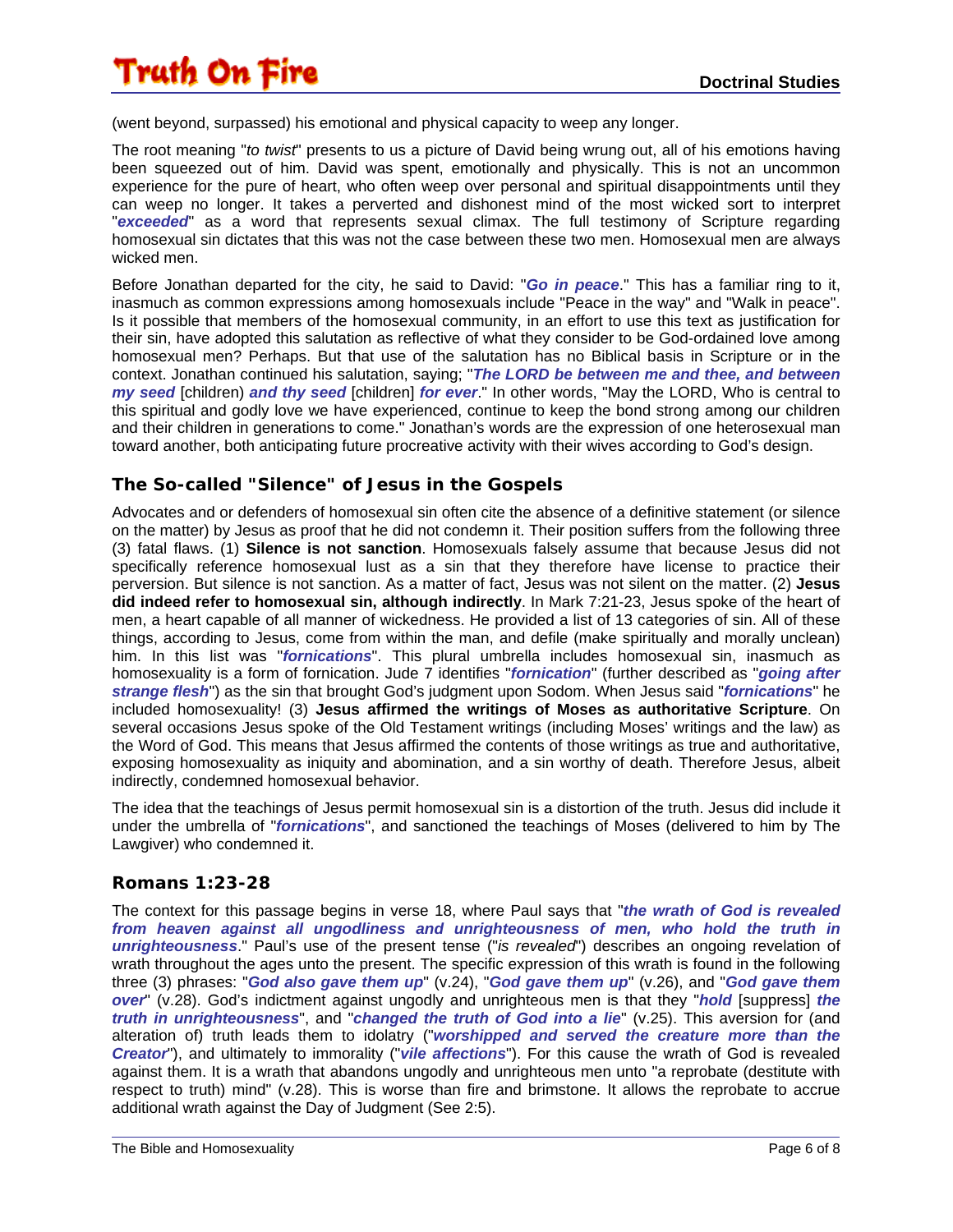(went beyond, surpassed) his emotional and physical capacity to weep any longer.

The root meaning "*to twist*" presents to us a picture of David being wrung out, all of his emotions having been squeezed out of him. David was spent, emotionally and physically. This is not an uncommon experience for the pure of heart, who often weep over personal and spiritual disappointments until they can weep no longer. It takes a perverted and dishonest mind of the most wicked sort to interpret "***exceeded***" as a word that represents sexual climax. The full testimony of Scripture regarding homosexual sin dictates that this was not the case between these two men. Homosexual men are always wicked men.

Before Jonathan departed for the city, he said to David: "***Go in peace***." This has a familiar ring to it, inasmuch as common expressions among homosexuals include "Peace in the way" and "Walk in peace". Is it possible that members of the homosexual community, in an effort to use this text as justification for their sin, have adopted this salutation as reflective of what they consider to be God-ordained love among homosexual men? Perhaps. But that use of the salutation has no Biblical basis in Scripture or in the context. Jonathan continued his salutation, saying; "***The LORD be between me and thee, and between my seed*** [children] ***and thy seed*** [children] ***for ever***." In other words, "May the LORD, Who is central to this spiritual and godly love we have experienced, continue to keep the bond strong among our children and their children in generations to come." Jonathan's words are the expression of one heterosexual man toward another, both anticipating future procreative activity with their wives according to God's design.

## The So-called "Silence" of Jesus in the Gospels

Advocates and or defenders of homosexual sin often cite the absence of a definitive statement (or silence on the matter) by Jesus as proof that he did not condemn it. Their position suffers from the following three (3) fatal flaws. (1) **Silence is not sanction**. Homosexuals falsely assume that because Jesus did not specifically reference homosexual lust as a sin that they therefore have license to practice their perversion. But silence is not sanction. As a matter of fact, Jesus was not silent on the matter. (2) **Jesus did indeed refer to homosexual sin, although indirectly**. In Mark 7:21-23, Jesus spoke of the heart of men, a heart capable of all manner of wickedness. He provided a list of 13 categories of sin. All of these things, according to Jesus, come from within the man, and defile (make spiritually and morally unclean) him. In this list was "***fornications***". This plural umbrella includes homosexual sin, inasmuch as homosexuality is a form of fornication. Jude 7 identifies "***fornication***" (further described as "***going after strange flesh***") as the sin that brought God's judgment upon Sodom. When Jesus said "***fornications***" he included homosexuality! (3) **Jesus affirmed the writings of Moses as authoritative Scripture**. On several occasions Jesus spoke of the Old Testament writings (including Moses' writings and the law) as the Word of God. This means that Jesus affirmed the contents of those writings as true and authoritative, exposing homosexuality as iniquity and abomination, and a sin worthy of death. Therefore Jesus, albeit indirectly, condemned homosexual behavior.

The idea that the teachings of Jesus permit homosexual sin is a distortion of the truth. Jesus did include it under the umbrella of "***fornications***", and sanctioned the teachings of Moses (delivered to him by The Lawgiver) who condemned it.

## Romans 1:23-28

The context for this passage begins in verse 18, where Paul says that "***the wrath of God is revealed from heaven against all ungodliness and unrighteousness of men, who hold the truth in unrighteousness***." Paul's use of the present tense ("*is revealed*") describes an ongoing revelation of wrath throughout the ages unto the present. The specific expression of this wrath is found in the following three (3) phrases: "***God also gave them up***" (v.24), "***God gave them up***" (v.26), and "***God gave them over***" (v.28). God's indictment against ungodly and unrighteous men is that they "***hold*** [suppress] ***the truth in unrighteousness***", and "***changed the truth of God into a lie***" (v.25). This aversion for (and alteration of) truth leads them to idolatry ("***worshipped and served the creature more than the Creator***"), and ultimately to immorality ("***vile affections***"). For this cause the wrath of God is revealed against them. It is a wrath that abandons ungodly and unrighteous men unto "a reprobate (destitute with respect to truth) mind" (v.28). This is worse than fire and brimstone. It allows the reprobate to accrue additional wrath against the Day of Judgment (See 2:5).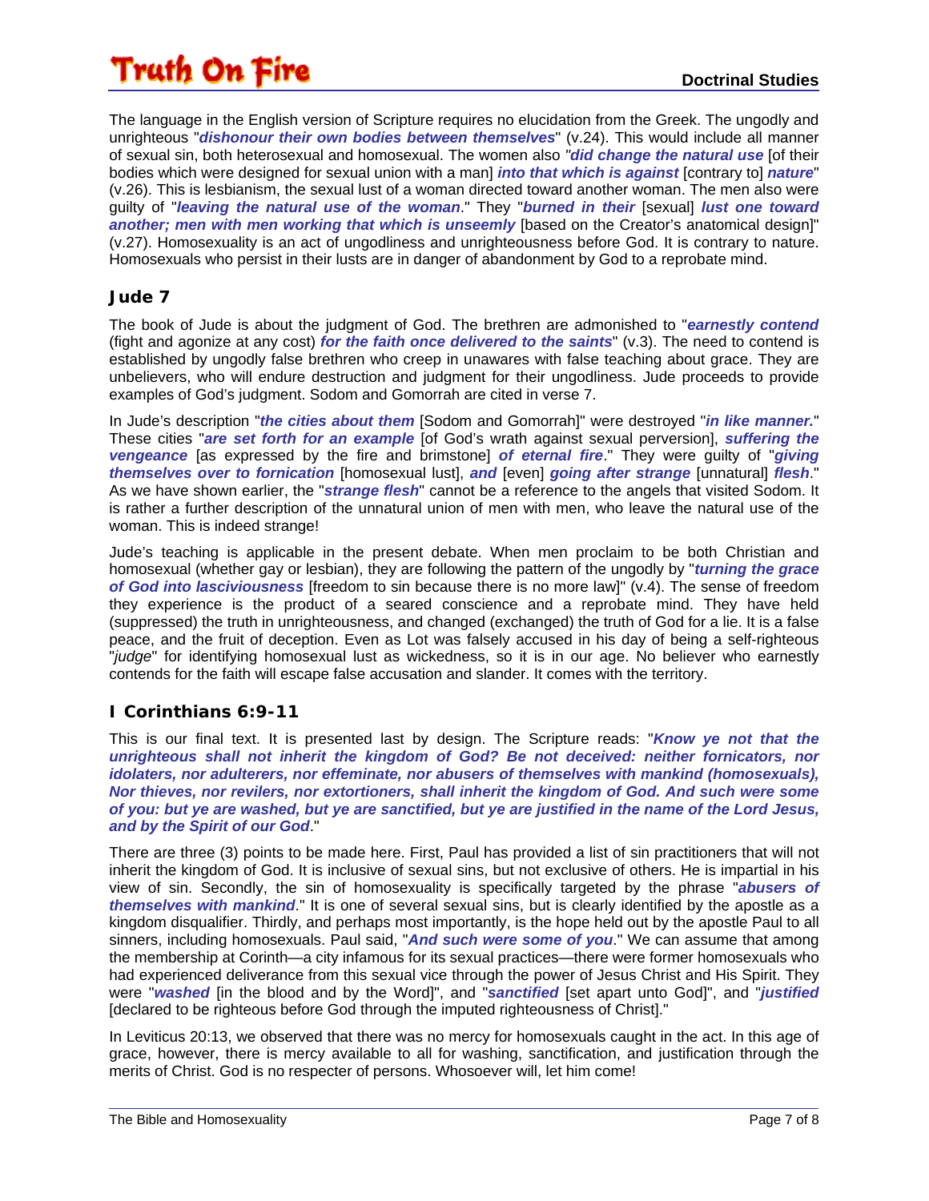The language in the English version of Scripture requires no elucidation from the Greek. The ungodly and unrighteous "***dishonour their own bodies between themselves***" (v.24). This would include all manner of sexual sin, both heterosexual and homosexual. The women also *"**did change the natural use***" [of their bodies which were designed for sexual union with a man] ***into that which is against*** [contrary to] ***nature***" (v.26). This is lesbianism, the sexual lust of a woman directed toward another woman. The men also were guilty of "***leaving the natural use of the woman***." They "***burned in their*** [sexual] ***lust one toward another; men with men working that which is unseemly*** [based on the Creator's anatomical design]" (v.27). Homosexuality is an act of ungodliness and unrighteousness before God. It is contrary to nature. Homosexuals who persist in their lusts are in danger of abandonment by God to a reprobate mind.

## Jude 7

The book of Jude is about the judgment of God. The brethren are admonished to "***earnestly contend*** (fight and agonize at any cost) ***for the faith once delivered to the saints***" (v.3). The need to contend is established by ungodly false brethren who creep in unawares with false teaching about grace. They are unbelievers, who will endure destruction and judgment for their ungodliness. Jude proceeds to provide examples of God's judgment. Sodom and Gomorrah are cited in verse 7.

In Jude's description "***the cities about them*** [Sodom and Gomorrah]" were destroyed "***in like manner.***" These cities "***are set forth for an example*** [of God's wrath against sexual perversion], ***suffering the vengeance*** [as expressed by the fire and brimstone] ***of eternal fire***." They were guilty of "***giving themselves over to fornication*** [homosexual lust], ***and*** [even] ***going after strange*** [unnatural] ***flesh***." As we have shown earlier, the "***strange flesh***" cannot be a reference to the angels that visited Sodom. It is rather a further description of the unnatural union of men with men, who leave the natural use of the woman. This is indeed strange!

Jude's teaching is applicable in the present debate. When men proclaim to be both Christian and homosexual (whether gay or lesbian), they are following the pattern of the ungodly by "***turning the grace of God into lasciviousness*** [freedom to sin because there is no more law]" (v.4). The sense of freedom they experience is the product of a seared conscience and a reprobate mind. They have held (suppressed) the truth in unrighteousness, and changed (exchanged) the truth of God for a lie. It is a false peace, and the fruit of deception. Even as Lot was falsely accused in his day of being a self-righteous "*judge*" for identifying homosexual lust as wickedness, so it is in our age. No believer who earnestly contends for the faith will escape false accusation and slander. It comes with the territory.

## I Corinthians 6:9-11

This is our final text. It is presented last by design. The Scripture reads: "***Know ye not that the unrighteous shall not inherit the kingdom of God? Be not deceived: neither fornicators, nor idolaters, nor adulterers, nor effeminate, nor abusers of themselves with mankind (homosexuals), Nor thieves, nor revilers, nor extortioners, shall inherit the kingdom of God. And such were some of you: but ye are washed, but ye are sanctified, but ye are justified in the name of the Lord Jesus, and by the Spirit of our God***."

There are three (3) points to be made here. First, Paul has provided a list of sin practitioners that will not inherit the kingdom of God. It is inclusive of sexual sins, but not exclusive of others. He is impartial in his view of sin. Secondly, the sin of homosexuality is specifically targeted by the phrase "***abusers of themselves with mankind***." It is one of several sexual sins, but is clearly identified by the apostle as a kingdom disqualifier. Thirdly, and perhaps most importantly, is the hope held out by the apostle Paul to all sinners, including homosexuals. Paul said, "***And such were some of you***." We can assume that among the membership at Corinth—a city infamous for its sexual practices—there were former homosexuals who had experienced deliverance from this sexual vice through the power of Jesus Christ and His Spirit. They were "***washed*** [in the blood and by the Word]", and "***sanctified*** [set apart unto God]", and "***justified*** [declared to be righteous before God through the imputed righteousness of Christ]."

In Leviticus 20:13, we observed that there was no mercy for homosexuals caught in the act. In this age of grace, however, there is mercy available to all for washing, sanctification, and justification through the merits of Christ. God is no respecter of persons. Whosoever will, let him come!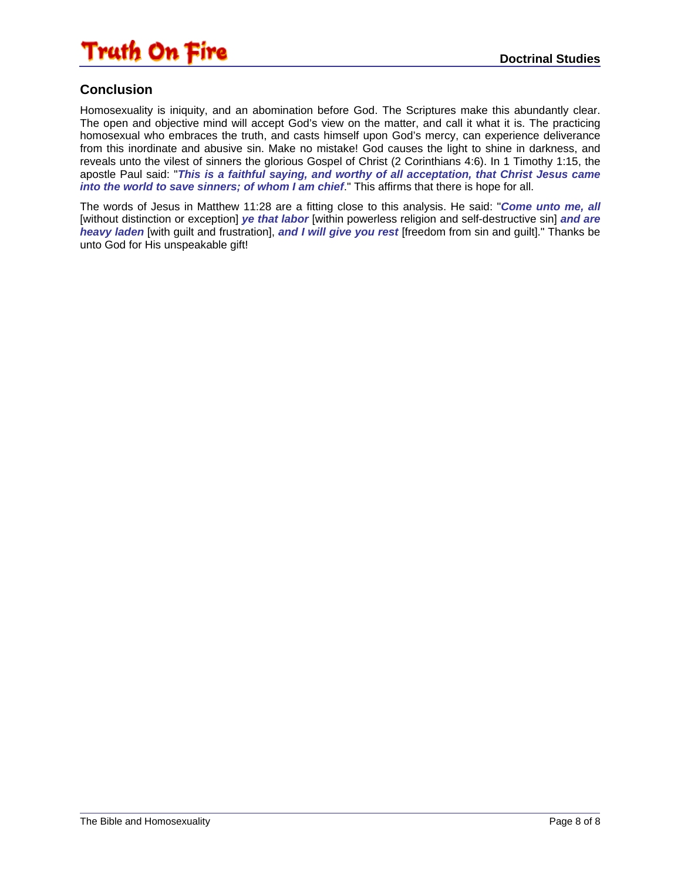## Conclusion

Homosexuality is iniquity, and an abomination before God. The Scriptures make this abundantly clear. The open and objective mind will accept God's view on the matter, and call it what it is. The practicing homosexual who embraces the truth, and casts himself upon God's mercy, can experience deliverance from this inordinate and abusive sin. Make no mistake! God causes the light to shine in darkness, and reveals unto the vilest of sinners the glorious Gospel of Christ (2 Corinthians 4:6). In 1 Timothy 1:15, the apostle Paul said: "***This is a faithful saying, and worthy of all acceptation, that Christ Jesus came into the world to save sinners; of whom I am chief***." This affirms that there is hope for all.

The words of Jesus in Matthew 11:28 are a fitting close to this analysis. He said: "***Come unto me, all*** [without distinction or exception] ***ye that labor*** [within powerless religion and self-destructive sin] ***and are heavy laden*** [with guilt and frustration], ***and I will give you rest*** [freedom from sin and guilt]." Thanks be unto God for His unspeakable gift!